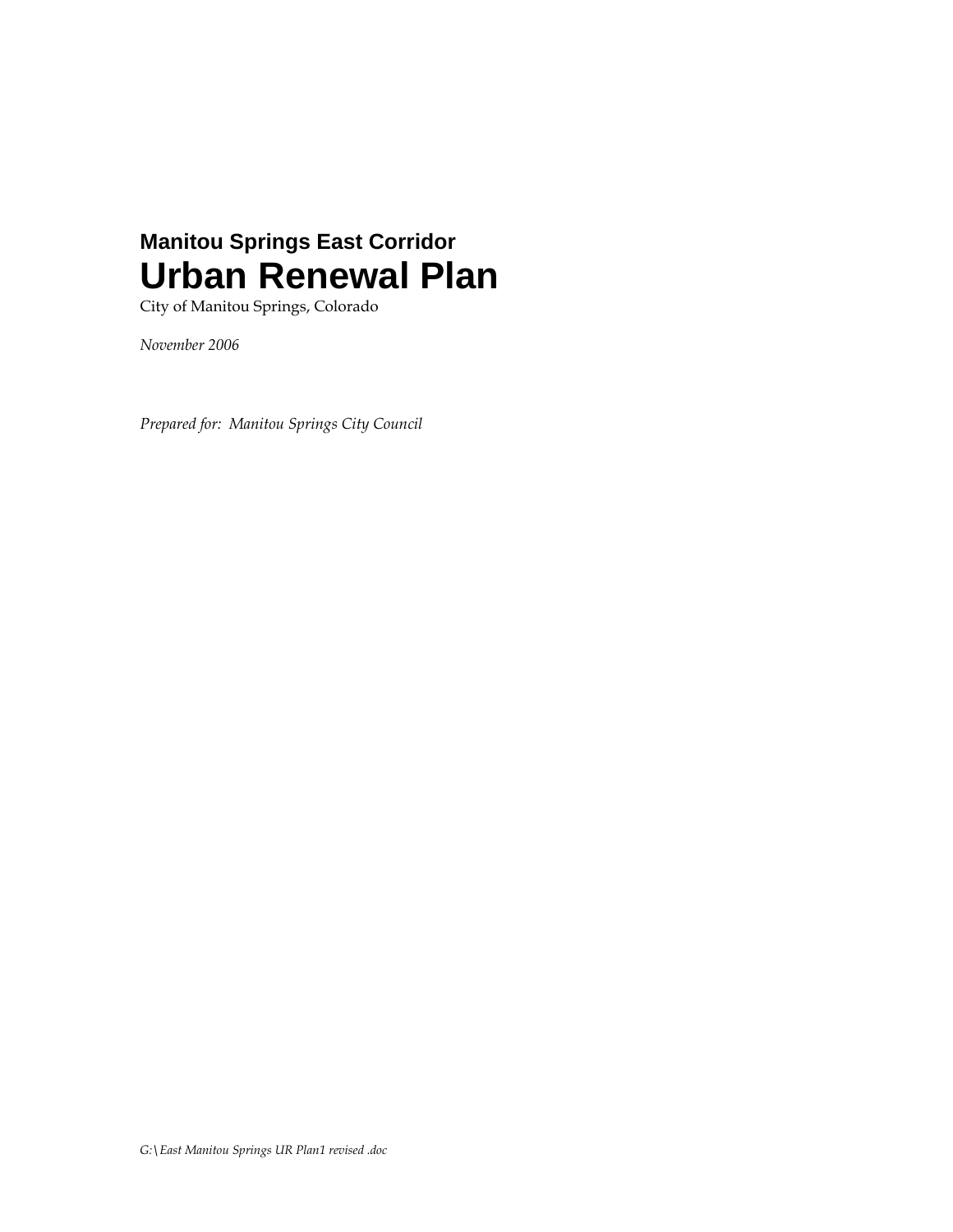**Manitou Springs East Corridor**

# Urban Renewal Plan

City of Manitou Springs, Colorado

*November 2006*

*Prepared for: Manitou Springs City Council*

*G:\East Manitou Springs UR Plan1 revised .doc*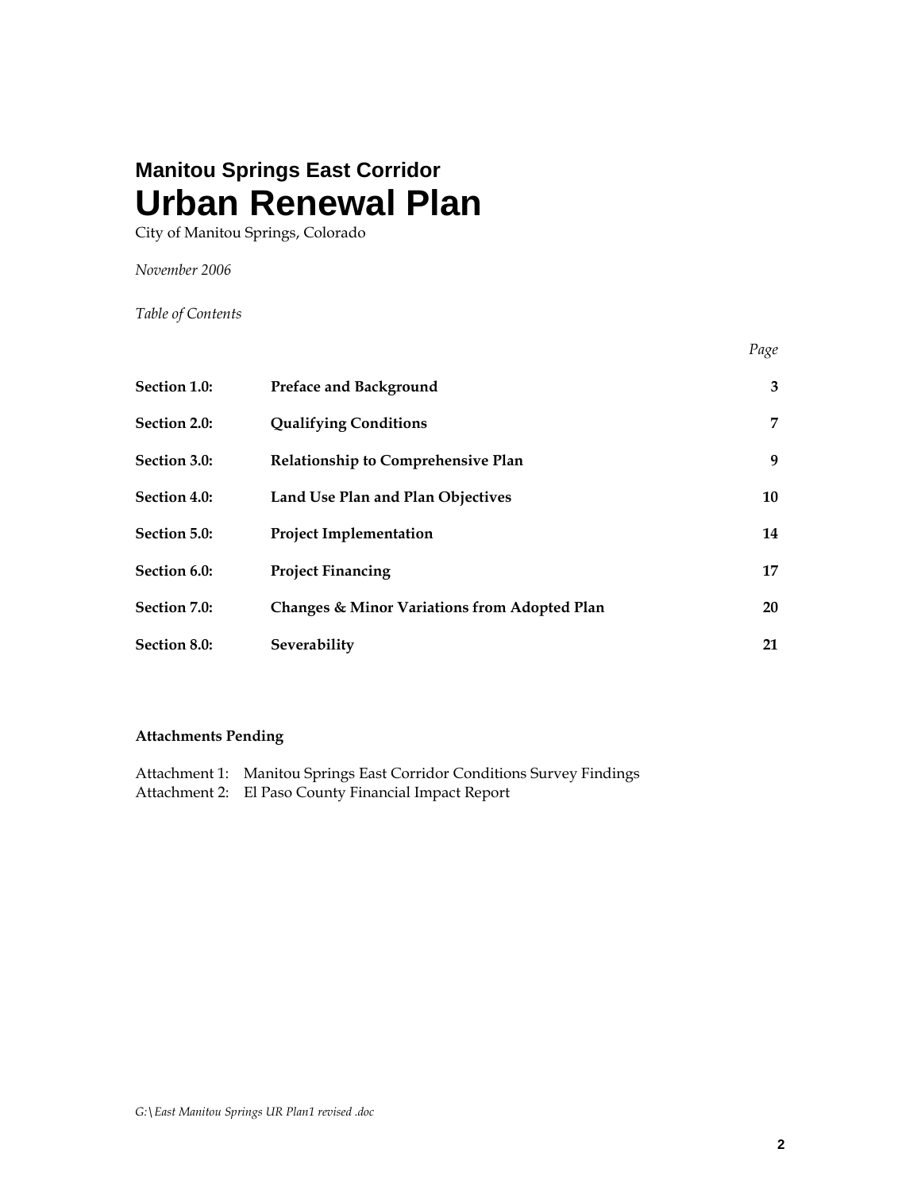## Manitou Springs East Corridor

# Urban Renewal Plan

City of Manitou Springs, Colorado

*November 2006*

*Table of Contents*

| | | *Page* |
|---|---|---|
| **Section 1.0:** | **Preface and Background** | **3** |
| **Section 2.0:** | **Qualifying Conditions** | **7** |
| **Section 3.0:** | **Relationship to Comprehensive Plan** | **9** |
| **Section 4.0:** | **Land Use Plan and Plan Objectives** | **10** |
| **Section 5.0:** | **Project Implementation** | **14** |
| **Section 6.0:** | **Project Financing** | **17** |
| **Section 7.0:** | **Changes & Minor Variations from Adopted Plan** | **20** |
| **Section 8.0:** | **Severability** | **21** |

**Attachments Pending**

Attachment 1: Manitou Springs East Corridor Conditions Survey Findings
Attachment 2: El Paso County Financial Impact Report

*G:\East Manitou Springs UR Plan1 revised .doc*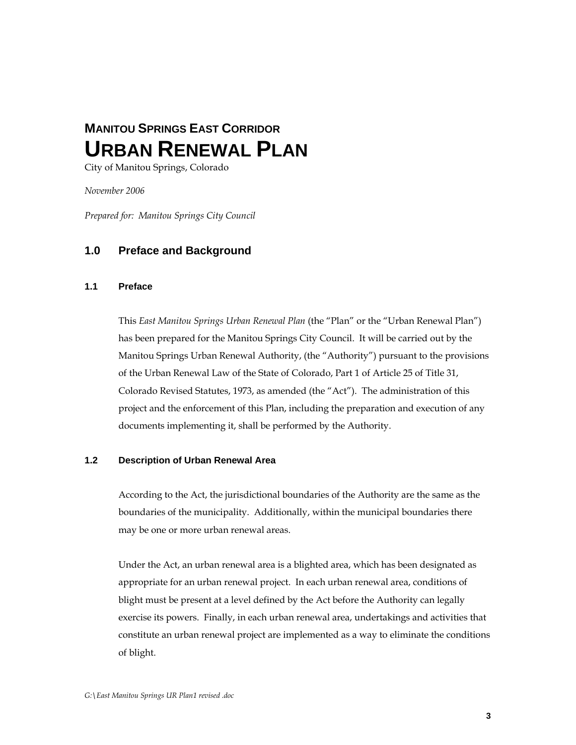## MANITOU SPRINGS EAST CORRIDOR

# URBAN RENEWAL PLAN

City of Manitou Springs, Colorado

*November 2006*

*Prepared for: Manitou Springs City Council*

## 1.0 Preface and Background

### 1.1 Preface

This *East Manitou Springs Urban Renewal Plan* (the "Plan" or the "Urban Renewal Plan") has been prepared for the Manitou Springs City Council. It will be carried out by the Manitou Springs Urban Renewal Authority, (the "Authority") pursuant to the provisions of the Urban Renewal Law of the State of Colorado, Part 1 of Article 25 of Title 31, Colorado Revised Statutes, 1973, as amended (the "Act"). The administration of this project and the enforcement of this Plan, including the preparation and execution of any documents implementing it, shall be performed by the Authority.

### 1.2 Description of Urban Renewal Area

According to the Act, the jurisdictional boundaries of the Authority are the same as the boundaries of the municipality. Additionally, within the municipal boundaries there may be one or more urban renewal areas.

Under the Act, an urban renewal area is a blighted area, which has been designated as appropriate for an urban renewal project. In each urban renewal area, conditions of blight must be present at a level defined by the Act before the Authority can legally exercise its powers. Finally, in each urban renewal area, undertakings and activities that constitute an urban renewal project are implemented as a way to eliminate the conditions of blight.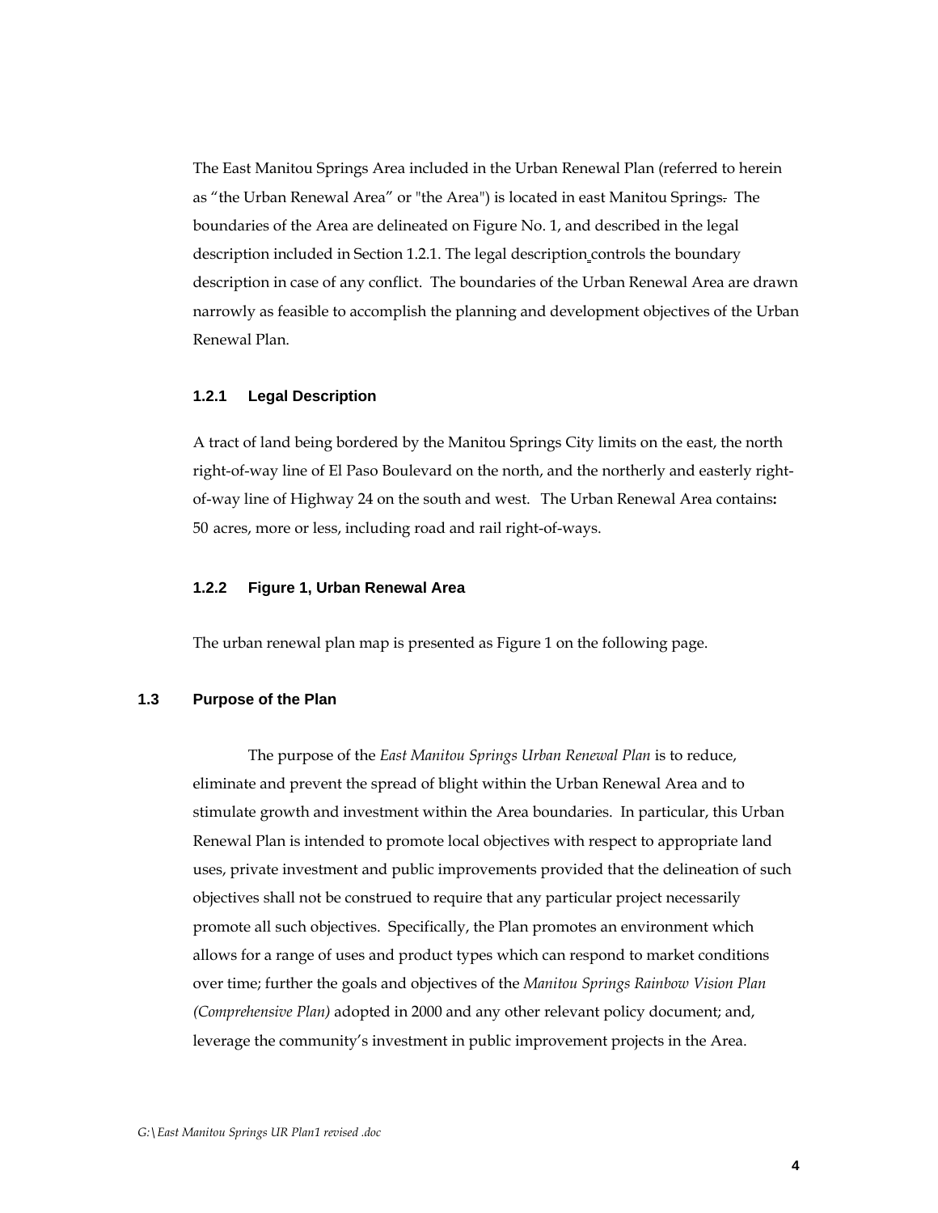The East Manitou Springs Area included in the Urban Renewal Plan (referred to herein as "the Urban Renewal Area" or "the Area") is located in east Manitou Springs. The boundaries of the Area are delineated on Figure No. 1, and described in the legal description included in Section 1.2.1. The legal description controls the boundary description in case of any conflict. The boundaries of the Urban Renewal Area are drawn narrowly as feasible to accomplish the planning and development objectives of the Urban Renewal Plan.

### 1.2.1 Legal Description

A tract of land being bordered by the Manitou Springs City limits on the east, the north right-of-way line of El Paso Boulevard on the north, and the northerly and easterly right-of-way line of Highway 24 on the south and west. The Urban Renewal Area contains: 50 acres, more or less, including road and rail right-of-ways.

### 1.2.2 Figure 1, Urban Renewal Area

The urban renewal plan map is presented as Figure 1 on the following page.

## 1.3 Purpose of the Plan

The purpose of the *East Manitou Springs Urban Renewal Plan* is to reduce, eliminate and prevent the spread of blight within the Urban Renewal Area and to stimulate growth and investment within the Area boundaries. In particular, this Urban Renewal Plan is intended to promote local objectives with respect to appropriate land uses, private investment and public improvements provided that the delineation of such objectives shall not be construed to require that any particular project necessarily promote all such objectives. Specifically, the Plan promotes an environment which allows for a range of uses and product types which can respond to market conditions over time; further the goals and objectives of the *Manitou Springs Rainbow Vision Plan (Comprehensive Plan)* adopted in 2000 and any other relevant policy document; and, leverage the community's investment in public improvement projects in the Area.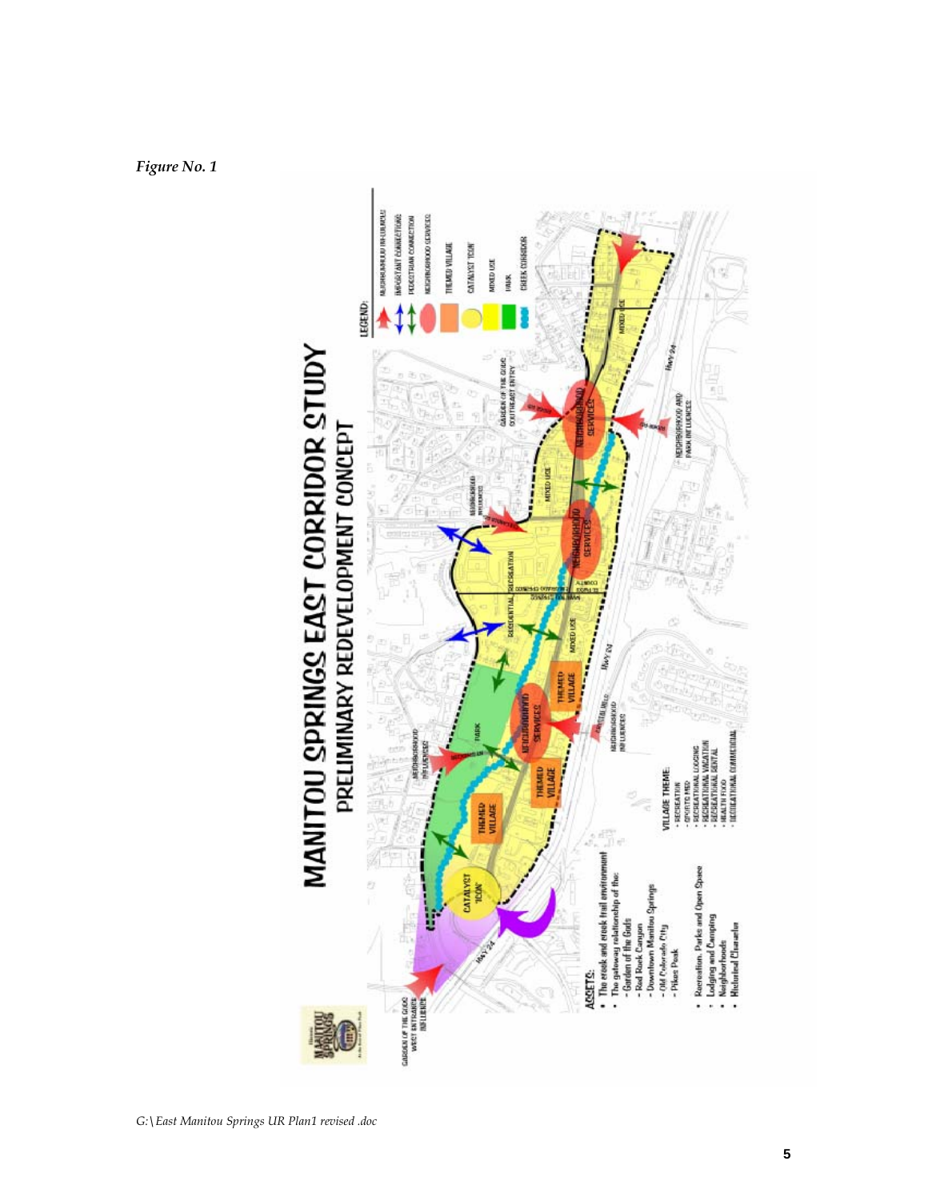*Figure No. 1*

# MANITOU SPRINGS EAST CORRIDOR STUDY

## PRELIMINARY REDEVELOPMENT CONCEPT

**LEGEND:**

- NEIGHBORHOOD INFLUENCES
- IMPORTANT CONNECTIONS
- PEDESTRIAN CONNECTION
- NEIGHBORHOOD SERVICES
- THEMED VILLAGE
- CATALYST "ICON"
- MIXED USE
- PARK
- CREEK CORRIDOR

**ASSETS:**

- The creek and creek trail environment
- The gateway relationship of the:
  - Garden of the Gods
  - Red Rock Canyon
  - Downtown Manitou Springs
  - Old Colorado City
  - Pikes Peak
- Recreation, Parks and Open Space
- Lodging and Camping
- Neighborhoods
- Historical Character

**VILLAGE THEME:**

- RECREATION
- SPORTS MED
- RECREATIONAL LODGING
- RECREATIONAL VACATION
- RECREATIONAL RENTAL
- HEALTH FOOD
- RECREATIONAL COMMERCIAL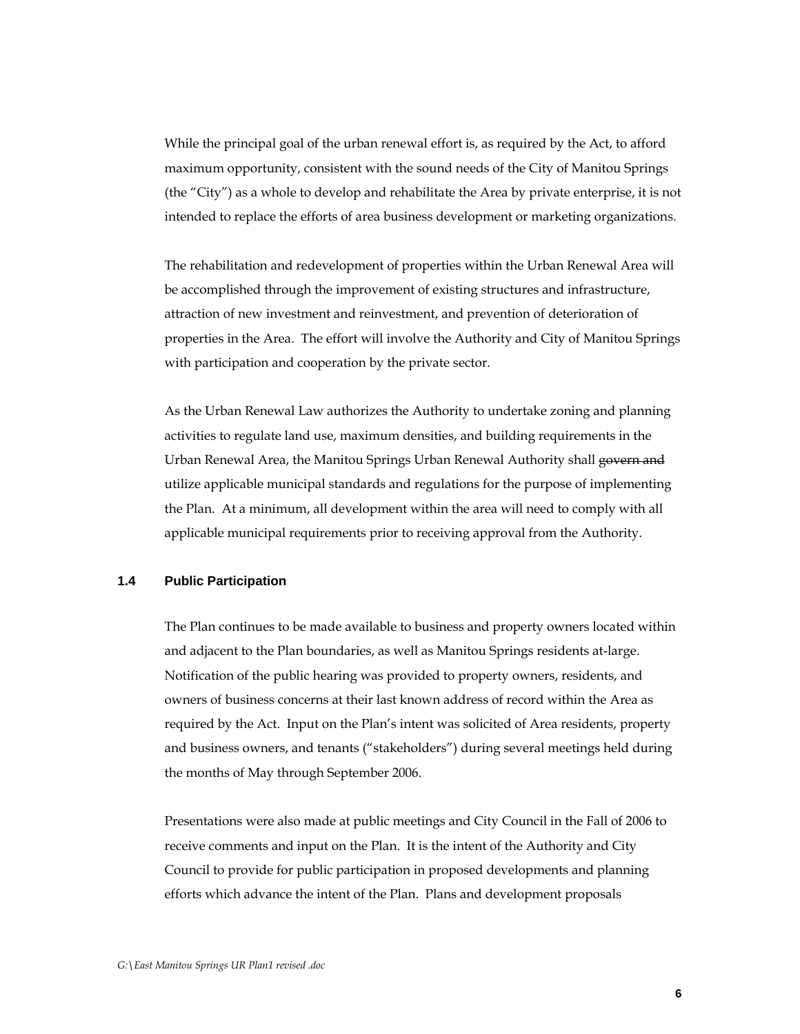While the principal goal of the urban renewal effort is, as required by the Act, to afford maximum opportunity, consistent with the sound needs of the City of Manitou Springs (the "City") as a whole to develop and rehabilitate the Area by private enterprise, it is not intended to replace the efforts of area business development or marketing organizations.

The rehabilitation and redevelopment of properties within the Urban Renewal Area will be accomplished through the improvement of existing structures and infrastructure, attraction of new investment and reinvestment, and prevention of deterioration of properties in the Area. The effort will involve the Authority and City of Manitou Springs with participation and cooperation by the private sector.

As the Urban Renewal Law authorizes the Authority to undertake zoning and planning activities to regulate land use, maximum densities, and building requirements in the Urban Renewal Area, the Manitou Springs Urban Renewal Authority shall ~~govern and~~ utilize applicable municipal standards and regulations for the purpose of implementing the Plan. At a minimum, all development within the area will need to comply with all applicable municipal requirements prior to receiving approval from the Authority.

### 1.4 Public Participation

The Plan continues to be made available to business and property owners located within and adjacent to the Plan boundaries, as well as Manitou Springs residents at-large. Notification of the public hearing was provided to property owners, residents, and owners of business concerns at their last known address of record within the Area as required by the Act. Input on the Plan's intent was solicited of Area residents, property and business owners, and tenants ("stakeholders") during several meetings held during the months of May through September 2006.

Presentations were also made at public meetings and City Council in the Fall of 2006 to receive comments and input on the Plan. It is the intent of the Authority and City Council to provide for public participation in proposed developments and planning efforts which advance the intent of the Plan. Plans and development proposals

*G:\East Manitou Springs UR Plan1 revised .doc*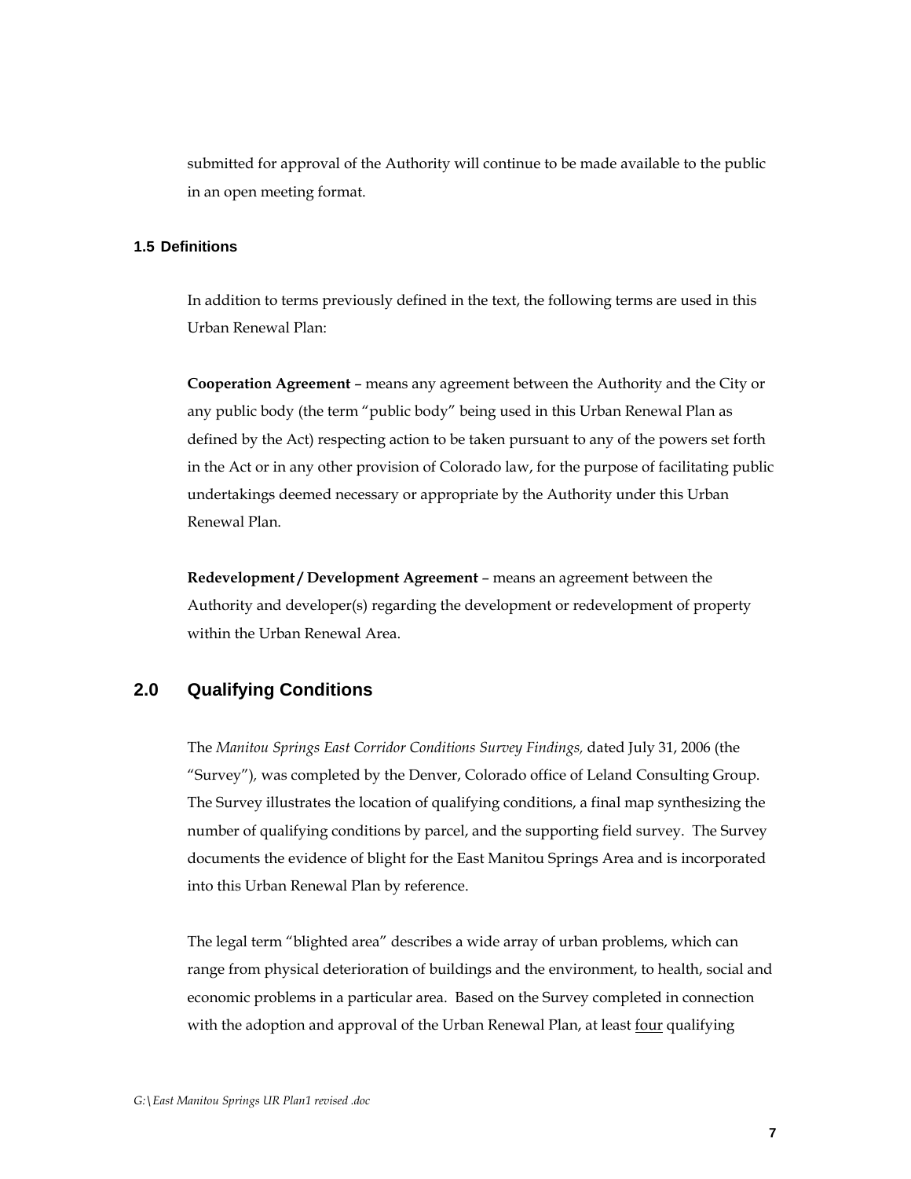submitted for approval of the Authority will continue to be made available to the public in an open meeting format.

### 1.5 Definitions

In addition to terms previously defined in the text, the following terms are used in this Urban Renewal Plan:

**Cooperation Agreement** – means any agreement between the Authority and the City or any public body (the term "public body" being used in this Urban Renewal Plan as defined by the Act) respecting action to be taken pursuant to any of the powers set forth in the Act or in any other provision of Colorado law, for the purpose of facilitating public undertakings deemed necessary or appropriate by the Authority under this Urban Renewal Plan.

**Redevelopment / Development Agreement** – means an agreement between the Authority and developer(s) regarding the development or redevelopment of property within the Urban Renewal Area.

## 2.0 Qualifying Conditions

The *Manitou Springs East Corridor Conditions Survey Findings*, dated July 31, 2006 (the "Survey"), was completed by the Denver, Colorado office of Leland Consulting Group. The Survey illustrates the location of qualifying conditions, a final map synthesizing the number of qualifying conditions by parcel, and the supporting field survey. The Survey documents the evidence of blight for the East Manitou Springs Area and is incorporated into this Urban Renewal Plan by reference.

The legal term "blighted area" describes a wide array of urban problems, which can range from physical deterioration of buildings and the environment, to health, social and economic problems in a particular area. Based on the Survey completed in connection with the adoption and approval of the Urban Renewal Plan, at least <u>four</u> qualifying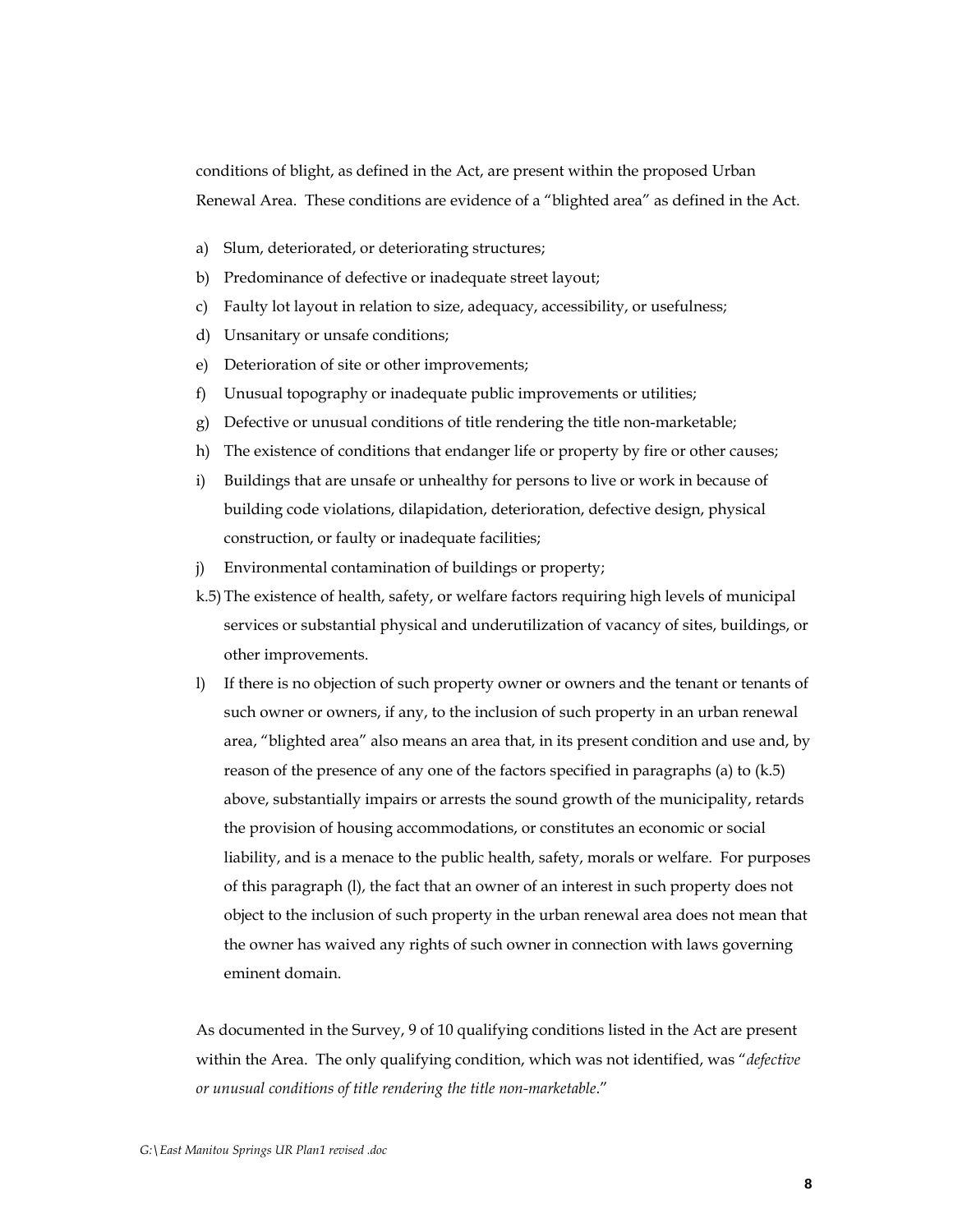conditions of blight, as defined in the Act, are present within the proposed Urban Renewal Area. These conditions are evidence of a "blighted area" as defined in the Act.

a) Slum, deteriorated, or deteriorating structures;
b) Predominance of defective or inadequate street layout;
c) Faulty lot layout in relation to size, adequacy, accessibility, or usefulness;
d) Unsanitary or unsafe conditions;
e) Deterioration of site or other improvements;
f) Unusual topography or inadequate public improvements or utilities;
g) Defective or unusual conditions of title rendering the title non-marketable;
h) The existence of conditions that endanger life or property by fire or other causes;
i) Buildings that are unsafe or unhealthy for persons to live or work in because of building code violations, dilapidation, deterioration, defective design, physical construction, or faulty or inadequate facilities;
j) Environmental contamination of buildings or property;

k.5) The existence of health, safety, or welfare factors requiring high levels of municipal services or substantial physical and underutilization of vacancy of sites, buildings, or other improvements.

l) If there is no objection of such property owner or owners and the tenant or tenants of such owner or owners, if any, to the inclusion of such property in an urban renewal area, "blighted area" also means an area that, in its present condition and use and, by reason of the presence of any one of the factors specified in paragraphs (a) to (k.5) above, substantially impairs or arrests the sound growth of the municipality, retards the provision of housing accommodations, or constitutes an economic or social liability, and is a menace to the public health, safety, morals or welfare. For purposes of this paragraph (l), the fact that an owner of an interest in such property does not object to the inclusion of such property in the urban renewal area does not mean that the owner has waived any rights of such owner in connection with laws governing eminent domain.

As documented in the Survey, 9 of 10 qualifying conditions listed in the Act are present within the Area. The only qualifying condition, which was not identified, was "*defective or unusual conditions of title rendering the title non-marketable*."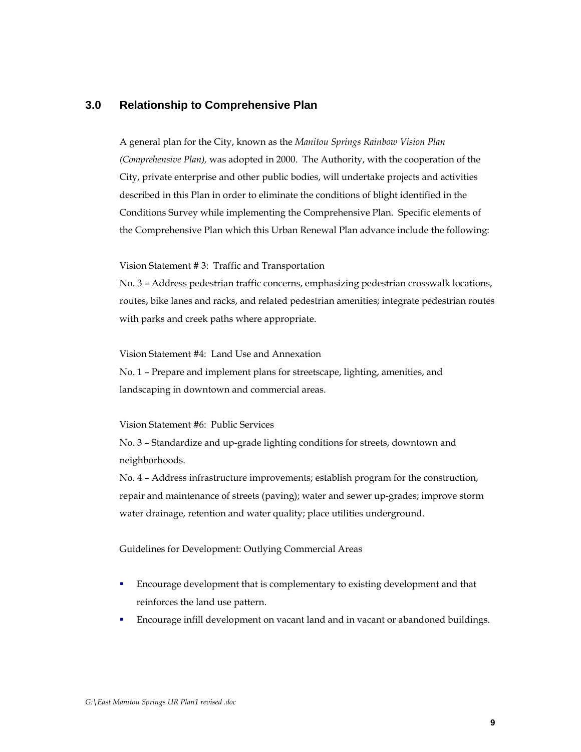## 3.0 Relationship to Comprehensive Plan

A general plan for the City, known as the *Manitou Springs Rainbow Vision Plan (Comprehensive Plan),* was adopted in 2000. The Authority, with the cooperation of the City, private enterprise and other public bodies, will undertake projects and activities described in this Plan in order to eliminate the conditions of blight identified in the Conditions Survey while implementing the Comprehensive Plan. Specific elements of the Comprehensive Plan which this Urban Renewal Plan advance include the following:

Vision Statement # 3: Traffic and Transportation
No. 3 – Address pedestrian traffic concerns, emphasizing pedestrian crosswalk locations, routes, bike lanes and racks, and related pedestrian amenities; integrate pedestrian routes with parks and creek paths where appropriate.

Vision Statement #4: Land Use and Annexation
No. 1 – Prepare and implement plans for streetscape, lighting, amenities, and landscaping in downtown and commercial areas.

Vision Statement #6: Public Services
No. 3 – Standardize and up-grade lighting conditions for streets, downtown and neighborhoods.
No. 4 – Address infrastructure improvements; establish program for the construction, repair and maintenance of streets (paving); water and sewer up-grades; improve storm water drainage, retention and water quality; place utilities underground.

Guidelines for Development: Outlying Commercial Areas

- Encourage development that is complementary to existing development and that reinforces the land use pattern.
- Encourage infill development on vacant land and in vacant or abandoned buildings.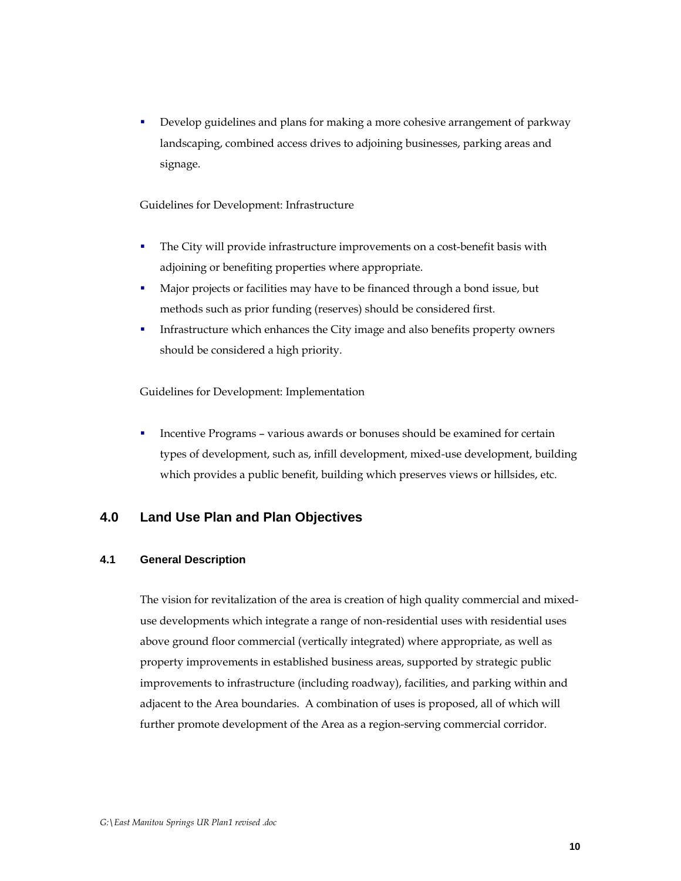- Develop guidelines and plans for making a more cohesive arrangement of parkway landscaping, combined access drives to adjoining businesses, parking areas and signage.

Guidelines for Development: Infrastructure

- The City will provide infrastructure improvements on a cost-benefit basis with adjoining or benefiting properties where appropriate.
- Major projects or facilities may have to be financed through a bond issue, but methods such as prior funding (reserves) should be considered first.
- Infrastructure which enhances the City image and also benefits property owners should be considered a high priority.

Guidelines for Development: Implementation

- Incentive Programs – various awards or bonuses should be examined for certain types of development, such as, infill development, mixed-use development, building which provides a public benefit, building which preserves views or hillsides, etc.

## 4.0 Land Use Plan and Plan Objectives

### 4.1 General Description

The vision for revitalization of the area is creation of high quality commercial and mixed-use developments which integrate a range of non-residential uses with residential uses above ground floor commercial (vertically integrated) where appropriate, as well as property improvements in established business areas, supported by strategic public improvements to infrastructure (including roadway), facilities, and parking within and adjacent to the Area boundaries. A combination of uses is proposed, all of which will further promote development of the Area as a region-serving commercial corridor.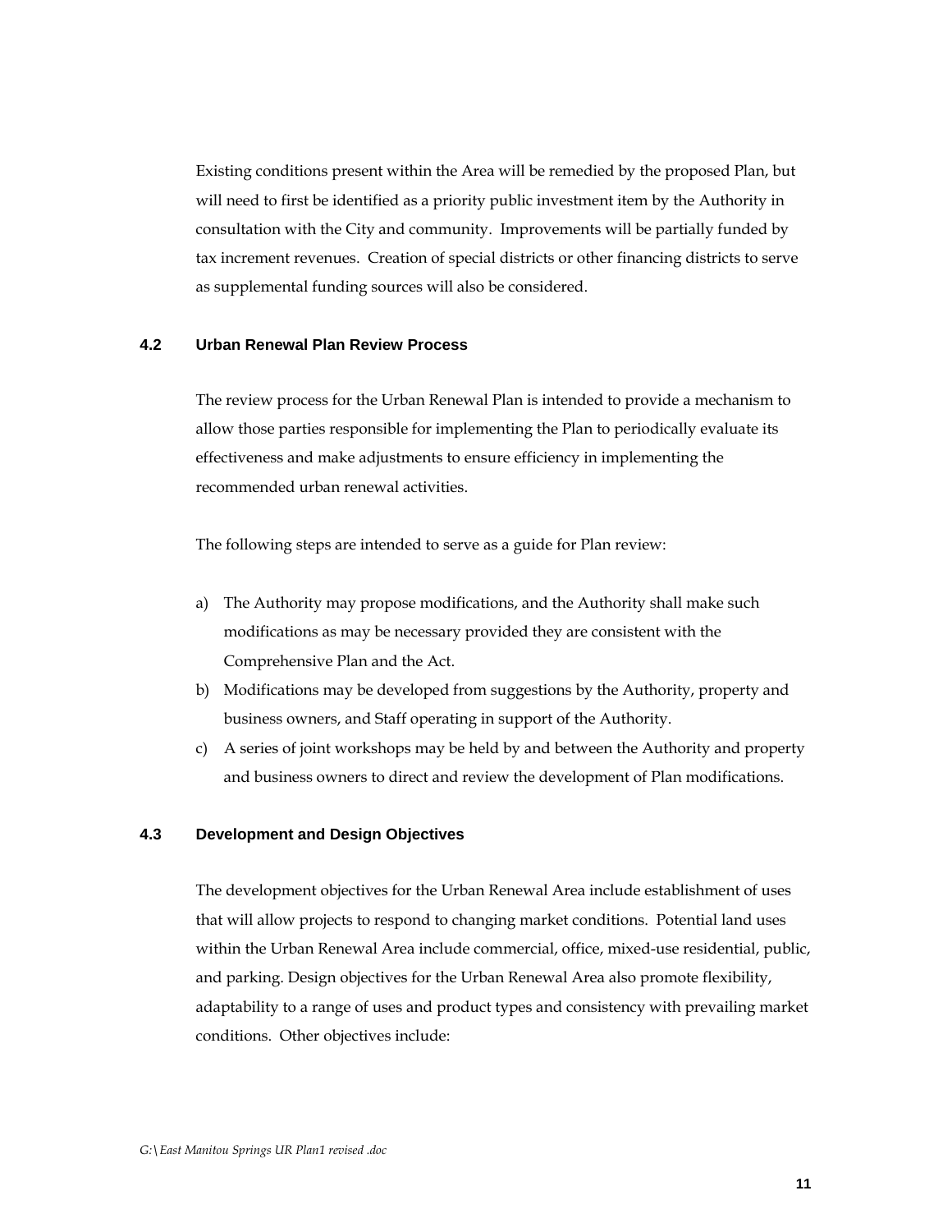Existing conditions present within the Area will be remedied by the proposed Plan, but will need to first be identified as a priority public investment item by the Authority in consultation with the City and community. Improvements will be partially funded by tax increment revenues. Creation of special districts or other financing districts to serve as supplemental funding sources will also be considered.

### 4.2 Urban Renewal Plan Review Process

The review process for the Urban Renewal Plan is intended to provide a mechanism to allow those parties responsible for implementing the Plan to periodically evaluate its effectiveness and make adjustments to ensure efficiency in implementing the recommended urban renewal activities.

The following steps are intended to serve as a guide for Plan review:

a) The Authority may propose modifications, and the Authority shall make such modifications as may be necessary provided they are consistent with the Comprehensive Plan and the Act.
b) Modifications may be developed from suggestions by the Authority, property and business owners, and Staff operating in support of the Authority.
c) A series of joint workshops may be held by and between the Authority and property and business owners to direct and review the development of Plan modifications.

### 4.3 Development and Design Objectives

The development objectives for the Urban Renewal Area include establishment of uses that will allow projects to respond to changing market conditions. Potential land uses within the Urban Renewal Area include commercial, office, mixed-use residential, public, and parking. Design objectives for the Urban Renewal Area also promote flexibility, adaptability to a range of uses and product types and consistency with prevailing market conditions. Other objectives include: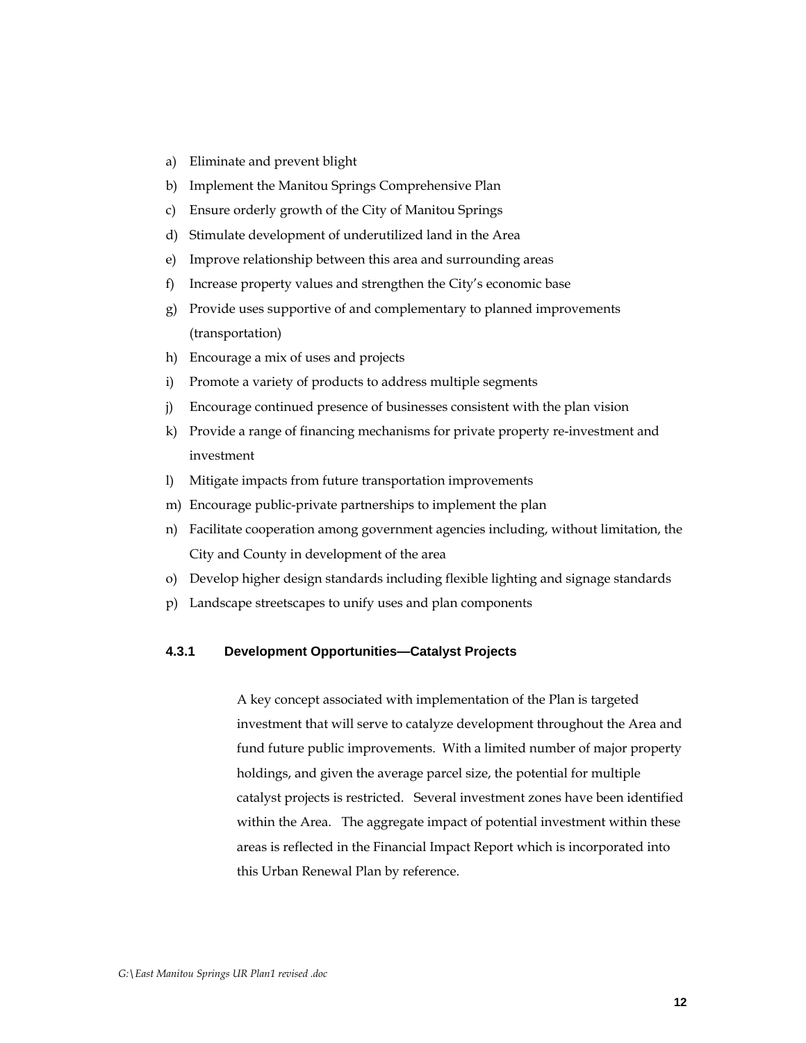a) Eliminate and prevent blight
b) Implement the Manitou Springs Comprehensive Plan
c) Ensure orderly growth of the City of Manitou Springs
d) Stimulate development of underutilized land in the Area
e) Improve relationship between this area and surrounding areas
f) Increase property values and strengthen the City's economic base
g) Provide uses supportive of and complementary to planned improvements (transportation)
h) Encourage a mix of uses and projects
i) Promote a variety of products to address multiple segments
j) Encourage continued presence of businesses consistent with the plan vision
k) Provide a range of financing mechanisms for private property re-investment and investment
l) Mitigate impacts from future transportation improvements
m) Encourage public-private partnerships to implement the plan
n) Facilitate cooperation among government agencies including, without limitation, the City and County in development of the area
o) Develop higher design standards including flexible lighting and signage standards
p) Landscape streetscapes to unify uses and plan components

### 4.3.1 Development Opportunities—Catalyst Projects

A key concept associated with implementation of the Plan is targeted investment that will serve to catalyze development throughout the Area and fund future public improvements. With a limited number of major property holdings, and given the average parcel size, the potential for multiple catalyst projects is restricted. Several investment zones have been identified within the Area. The aggregate impact of potential investment within these areas is reflected in the Financial Impact Report which is incorporated into this Urban Renewal Plan by reference.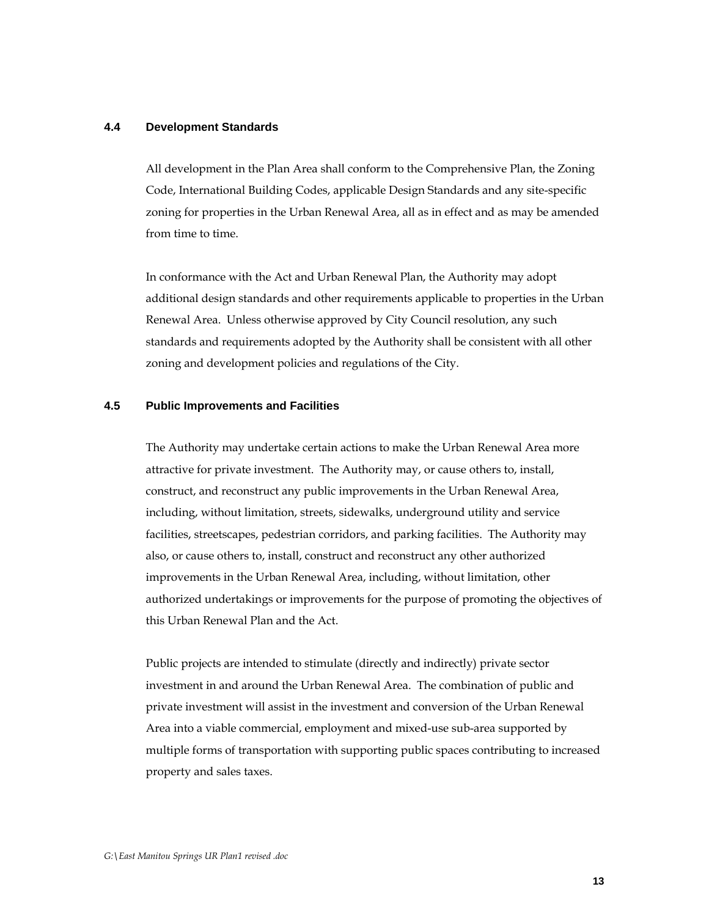### 4.4 Development Standards

All development in the Plan Area shall conform to the Comprehensive Plan, the Zoning Code, International Building Codes, applicable Design Standards and any site-specific zoning for properties in the Urban Renewal Area, all as in effect and as may be amended from time to time.

In conformance with the Act and Urban Renewal Plan, the Authority may adopt additional design standards and other requirements applicable to properties in the Urban Renewal Area. Unless otherwise approved by City Council resolution, any such standards and requirements adopted by the Authority shall be consistent with all other zoning and development policies and regulations of the City.

### 4.5 Public Improvements and Facilities

The Authority may undertake certain actions to make the Urban Renewal Area more attractive for private investment. The Authority may, or cause others to, install, construct, and reconstruct any public improvements in the Urban Renewal Area, including, without limitation, streets, sidewalks, underground utility and service facilities, streetscapes, pedestrian corridors, and parking facilities. The Authority may also, or cause others to, install, construct and reconstruct any other authorized improvements in the Urban Renewal Area, including, without limitation, other authorized undertakings or improvements for the purpose of promoting the objectives of this Urban Renewal Plan and the Act.

Public projects are intended to stimulate (directly and indirectly) private sector investment in and around the Urban Renewal Area. The combination of public and private investment will assist in the investment and conversion of the Urban Renewal Area into a viable commercial, employment and mixed-use sub-area supported by multiple forms of transportation with supporting public spaces contributing to increased property and sales taxes.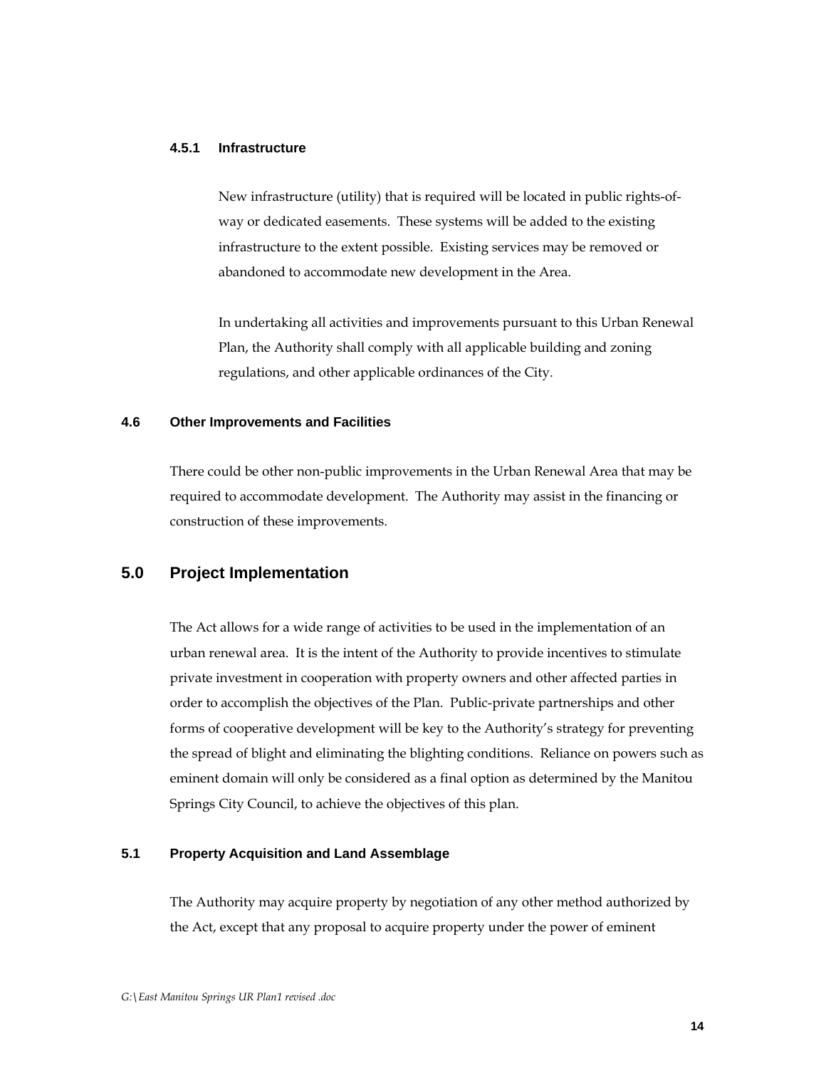#### 4.5.1 Infrastructure

New infrastructure (utility) that is required will be located in public rights-of-way or dedicated easements. These systems will be added to the existing infrastructure to the extent possible. Existing services may be removed or abandoned to accommodate new development in the Area.

In undertaking all activities and improvements pursuant to this Urban Renewal Plan, the Authority shall comply with all applicable building and zoning regulations, and other applicable ordinances of the City.

### 4.6 Other Improvements and Facilities

There could be other non-public improvements in the Urban Renewal Area that may be required to accommodate development. The Authority may assist in the financing or construction of these improvements.

## 5.0 Project Implementation

The Act allows for a wide range of activities to be used in the implementation of an urban renewal area. It is the intent of the Authority to provide incentives to stimulate private investment in cooperation with property owners and other affected parties in order to accomplish the objectives of the Plan. Public-private partnerships and other forms of cooperative development will be key to the Authority's strategy for preventing the spread of blight and eliminating the blighting conditions. Reliance on powers such as eminent domain will only be considered as a final option as determined by the Manitou Springs City Council, to achieve the objectives of this plan.

### 5.1 Property Acquisition and Land Assemblage

The Authority may acquire property by negotiation of any other method authorized by the Act, except that any proposal to acquire property under the power of eminent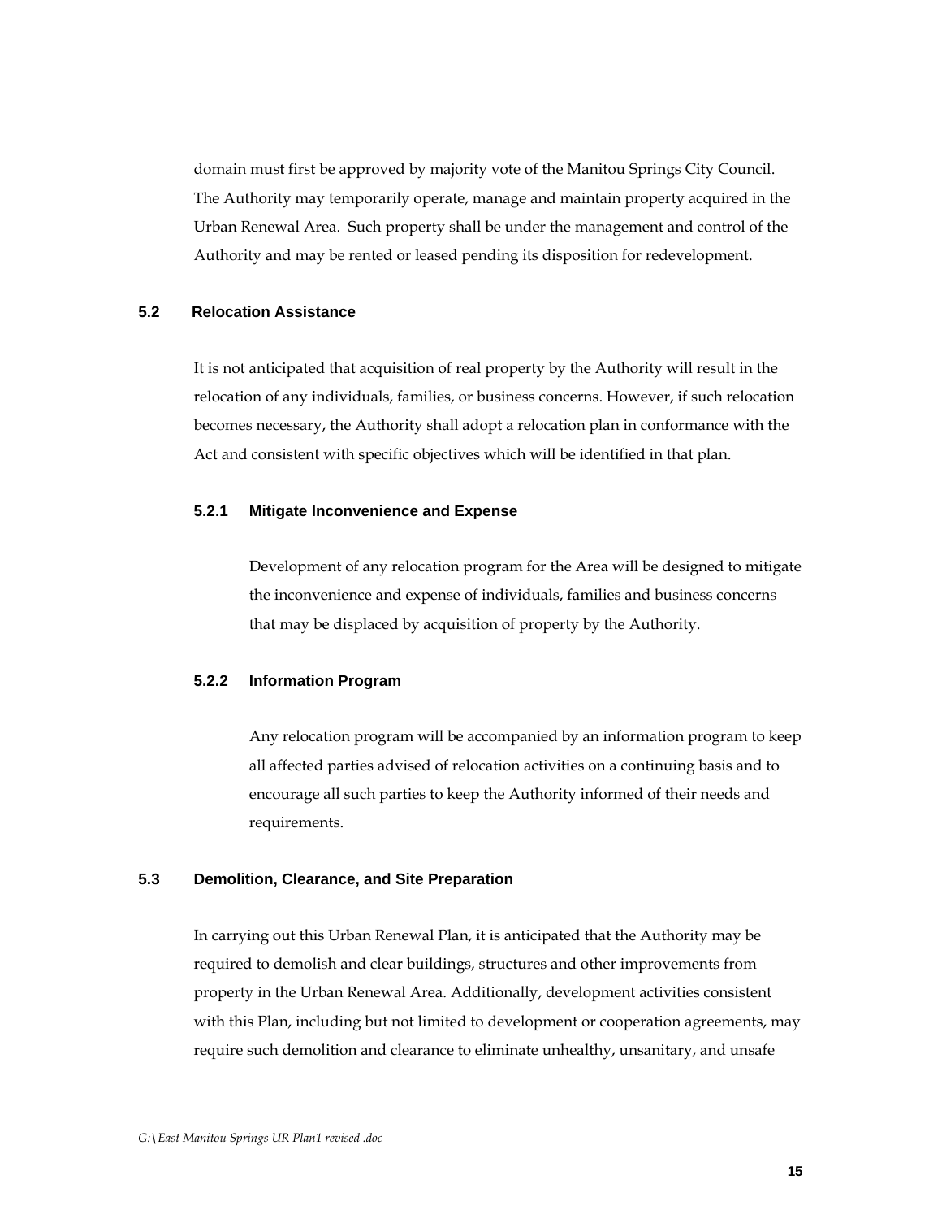domain must first be approved by majority vote of the Manitou Springs City Council. The Authority may temporarily operate, manage and maintain property acquired in the Urban Renewal Area. Such property shall be under the management and control of the Authority and may be rented or leased pending its disposition for redevelopment.

## 5.2 Relocation Assistance

It is not anticipated that acquisition of real property by the Authority will result in the relocation of any individuals, families, or business concerns. However, if such relocation becomes necessary, the Authority shall adopt a relocation plan in conformance with the Act and consistent with specific objectives which will be identified in that plan.

### 5.2.1 Mitigate Inconvenience and Expense

Development of any relocation program for the Area will be designed to mitigate the inconvenience and expense of individuals, families and business concerns that may be displaced by acquisition of property by the Authority.

### 5.2.2 Information Program

Any relocation program will be accompanied by an information program to keep all affected parties advised of relocation activities on a continuing basis and to encourage all such parties to keep the Authority informed of their needs and requirements.

## 5.3 Demolition, Clearance, and Site Preparation

In carrying out this Urban Renewal Plan, it is anticipated that the Authority may be required to demolish and clear buildings, structures and other improvements from property in the Urban Renewal Area. Additionally, development activities consistent with this Plan, including but not limited to development or cooperation agreements, may require such demolition and clearance to eliminate unhealthy, unsanitary, and unsafe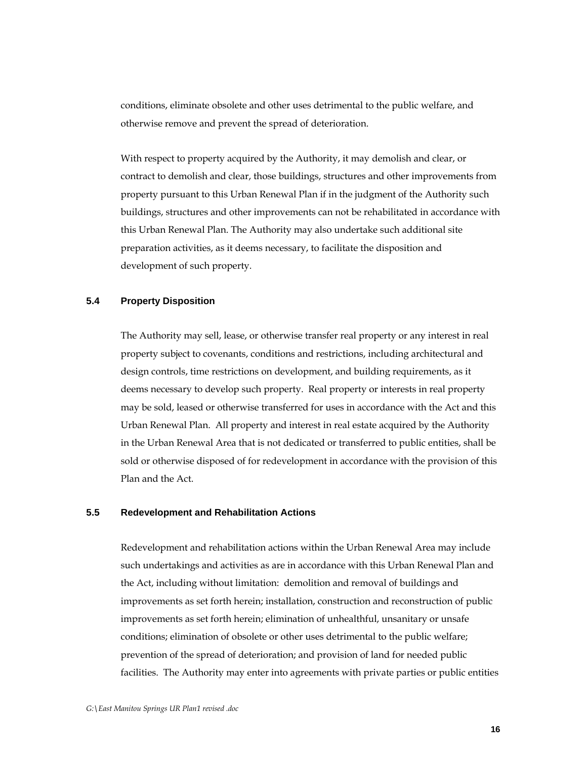conditions, eliminate obsolete and other uses detrimental to the public welfare, and otherwise remove and prevent the spread of deterioration.

With respect to property acquired by the Authority, it may demolish and clear, or contract to demolish and clear, those buildings, structures and other improvements from property pursuant to this Urban Renewal Plan if in the judgment of the Authority such buildings, structures and other improvements can not be rehabilitated in accordance with this Urban Renewal Plan. The Authority may also undertake such additional site preparation activities, as it deems necessary, to facilitate the disposition and development of such property.

### 5.4 Property Disposition

The Authority may sell, lease, or otherwise transfer real property or any interest in real property subject to covenants, conditions and restrictions, including architectural and design controls, time restrictions on development, and building requirements, as it deems necessary to develop such property. Real property or interests in real property may be sold, leased or otherwise transferred for uses in accordance with the Act and this Urban Renewal Plan. All property and interest in real estate acquired by the Authority in the Urban Renewal Area that is not dedicated or transferred to public entities, shall be sold or otherwise disposed of for redevelopment in accordance with the provision of this Plan and the Act.

### 5.5 Redevelopment and Rehabilitation Actions

Redevelopment and rehabilitation actions within the Urban Renewal Area may include such undertakings and activities as are in accordance with this Urban Renewal Plan and the Act, including without limitation: demolition and removal of buildings and improvements as set forth herein; installation, construction and reconstruction of public improvements as set forth herein; elimination of unhealthful, unsanitary or unsafe conditions; elimination of obsolete or other uses detrimental to the public welfare; prevention of the spread of deterioration; and provision of land for needed public facilities. The Authority may enter into agreements with private parties or public entities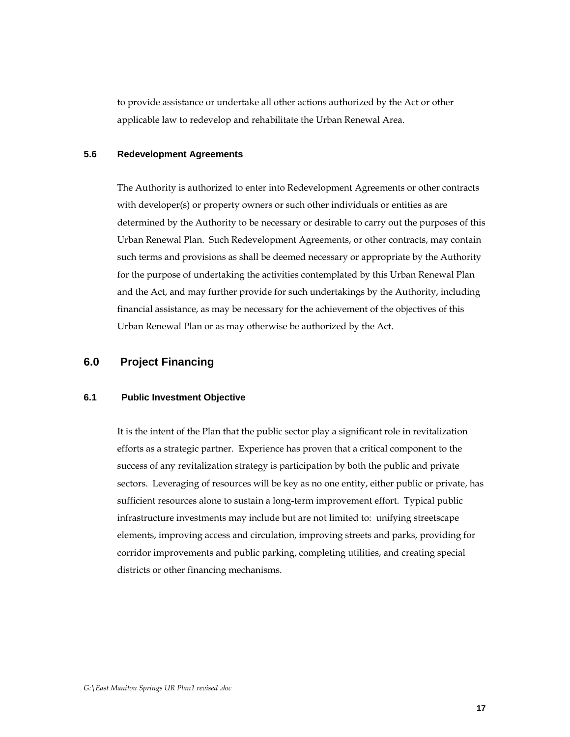to provide assistance or undertake all other actions authorized by the Act or other applicable law to redevelop and rehabilitate the Urban Renewal Area.

### 5.6 Redevelopment Agreements

The Authority is authorized to enter into Redevelopment Agreements or other contracts with developer(s) or property owners or such other individuals or entities as are determined by the Authority to be necessary or desirable to carry out the purposes of this Urban Renewal Plan. Such Redevelopment Agreements, or other contracts, may contain such terms and provisions as shall be deemed necessary or appropriate by the Authority for the purpose of undertaking the activities contemplated by this Urban Renewal Plan and the Act, and may further provide for such undertakings by the Authority, including financial assistance, as may be necessary for the achievement of the objectives of this Urban Renewal Plan or as may otherwise be authorized by the Act.

## 6.0 Project Financing

### 6.1 Public Investment Objective

It is the intent of the Plan that the public sector play a significant role in revitalization efforts as a strategic partner. Experience has proven that a critical component to the success of any revitalization strategy is participation by both the public and private sectors. Leveraging of resources will be key as no one entity, either public or private, has sufficient resources alone to sustain a long-term improvement effort. Typical public infrastructure investments may include but are not limited to: unifying streetscape elements, improving access and circulation, improving streets and parks, providing for corridor improvements and public parking, completing utilities, and creating special districts or other financing mechanisms.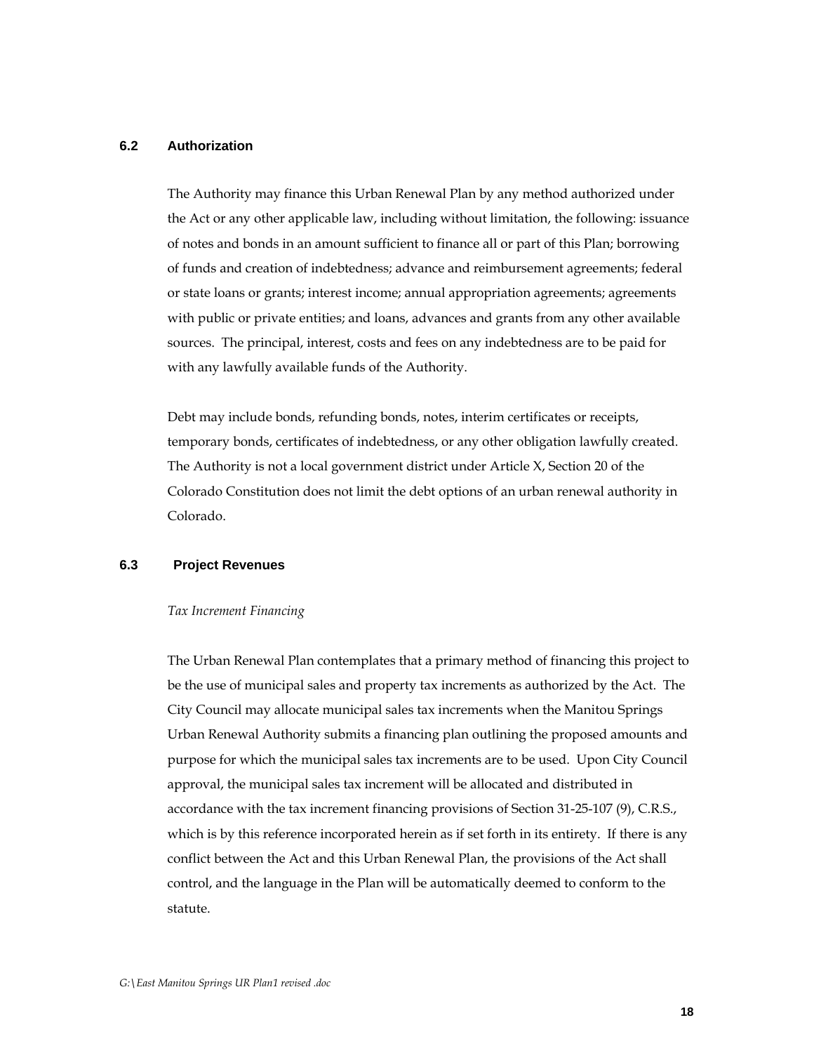### 6.2 Authorization

The Authority may finance this Urban Renewal Plan by any method authorized under the Act or any other applicable law, including without limitation, the following: issuance of notes and bonds in an amount sufficient to finance all or part of this Plan; borrowing of funds and creation of indebtedness; advance and reimbursement agreements; federal or state loans or grants; interest income; annual appropriation agreements; agreements with public or private entities; and loans, advances and grants from any other available sources. The principal, interest, costs and fees on any indebtedness are to be paid for with any lawfully available funds of the Authority.

Debt may include bonds, refunding bonds, notes, interim certificates or receipts, temporary bonds, certificates of indebtedness, or any other obligation lawfully created. The Authority is not a local government district under Article X, Section 20 of the Colorado Constitution does not limit the debt options of an urban renewal authority in Colorado.

### 6.3 Project Revenues

*Tax Increment Financing*

The Urban Renewal Plan contemplates that a primary method of financing this project to be the use of municipal sales and property tax increments as authorized by the Act. The City Council may allocate municipal sales tax increments when the Manitou Springs Urban Renewal Authority submits a financing plan outlining the proposed amounts and purpose for which the municipal sales tax increments are to be used. Upon City Council approval, the municipal sales tax increment will be allocated and distributed in accordance with the tax increment financing provisions of Section 31-25-107 (9), C.R.S., which is by this reference incorporated herein as if set forth in its entirety. If there is any conflict between the Act and this Urban Renewal Plan, the provisions of the Act shall control, and the language in the Plan will be automatically deemed to conform to the statute.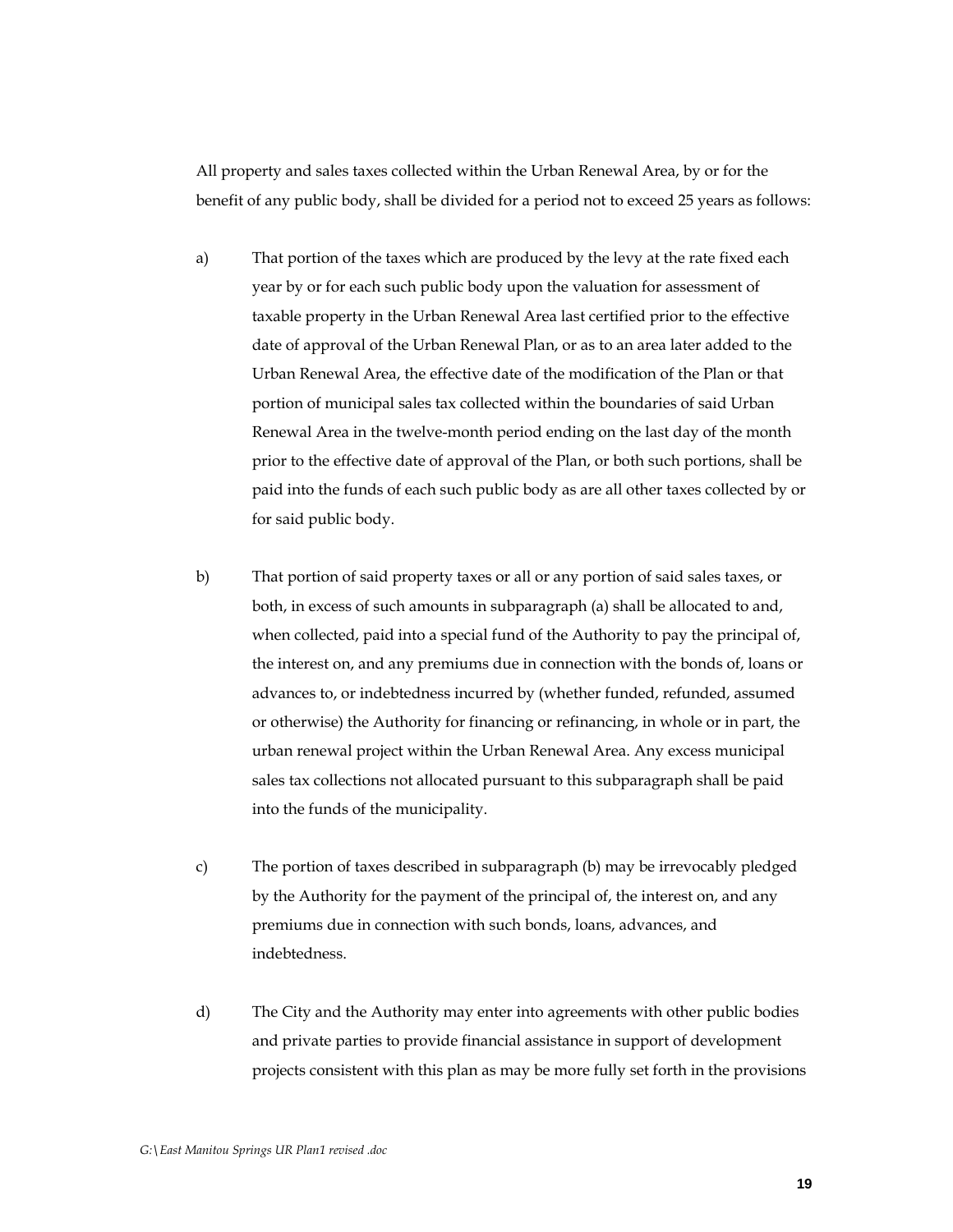All property and sales taxes collected within the Urban Renewal Area, by or for the benefit of any public body, shall be divided for a period not to exceed 25 years as follows:

a) That portion of the taxes which are produced by the levy at the rate fixed each year by or for each such public body upon the valuation for assessment of taxable property in the Urban Renewal Area last certified prior to the effective date of approval of the Urban Renewal Plan, or as to an area later added to the Urban Renewal Area, the effective date of the modification of the Plan or that portion of municipal sales tax collected within the boundaries of said Urban Renewal Area in the twelve-month period ending on the last day of the month prior to the effective date of approval of the Plan, or both such portions, shall be paid into the funds of each such public body as are all other taxes collected by or for said public body.

b) That portion of said property taxes or all or any portion of said sales taxes, or both, in excess of such amounts in subparagraph (a) shall be allocated to and, when collected, paid into a special fund of the Authority to pay the principal of, the interest on, and any premiums due in connection with the bonds of, loans or advances to, or indebtedness incurred by (whether funded, refunded, assumed or otherwise) the Authority for financing or refinancing, in whole or in part, the urban renewal project within the Urban Renewal Area. Any excess municipal sales tax collections not allocated pursuant to this subparagraph shall be paid into the funds of the municipality.

c) The portion of taxes described in subparagraph (b) may be irrevocably pledged by the Authority for the payment of the principal of, the interest on, and any premiums due in connection with such bonds, loans, advances, and indebtedness.

d) The City and the Authority may enter into agreements with other public bodies and private parties to provide financial assistance in support of development projects consistent with this plan as may be more fully set forth in the provisions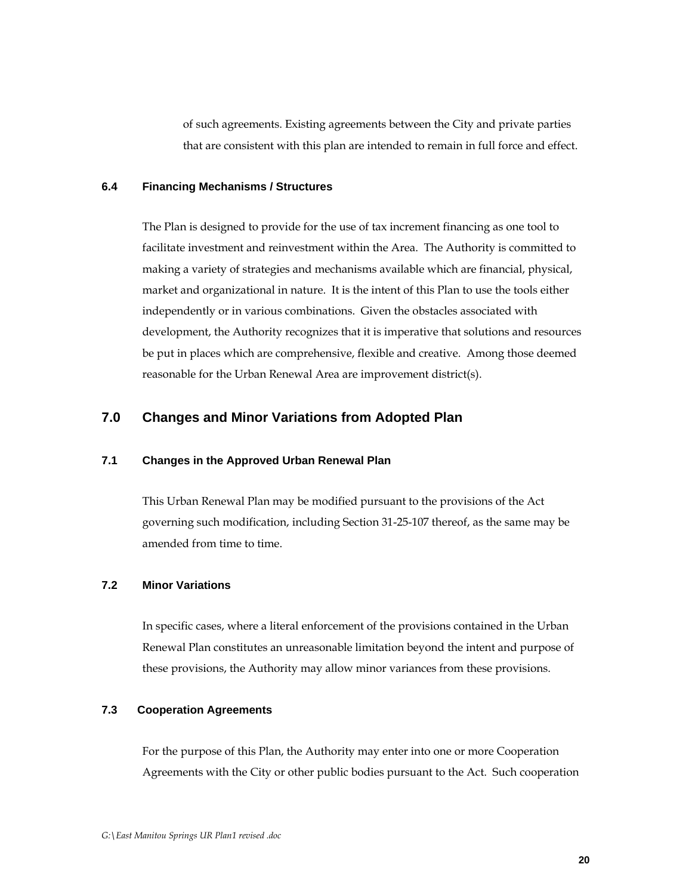of such agreements. Existing agreements between the City and private parties that are consistent with this plan are intended to remain in full force and effect.

### 6.4 Financing Mechanisms / Structures

The Plan is designed to provide for the use of tax increment financing as one tool to facilitate investment and reinvestment within the Area. The Authority is committed to making a variety of strategies and mechanisms available which are financial, physical, market and organizational in nature. It is the intent of this Plan to use the tools either independently or in various combinations. Given the obstacles associated with development, the Authority recognizes that it is imperative that solutions and resources be put in places which are comprehensive, flexible and creative. Among those deemed reasonable for the Urban Renewal Area are improvement district(s).

## 7.0 Changes and Minor Variations from Adopted Plan

### 7.1 Changes in the Approved Urban Renewal Plan

This Urban Renewal Plan may be modified pursuant to the provisions of the Act governing such modification, including Section 31-25-107 thereof, as the same may be amended from time to time.

### 7.2 Minor Variations

In specific cases, where a literal enforcement of the provisions contained in the Urban Renewal Plan constitutes an unreasonable limitation beyond the intent and purpose of these provisions, the Authority may allow minor variances from these provisions.

### 7.3 Cooperation Agreements

For the purpose of this Plan, the Authority may enter into one or more Cooperation Agreements with the City or other public bodies pursuant to the Act. Such cooperation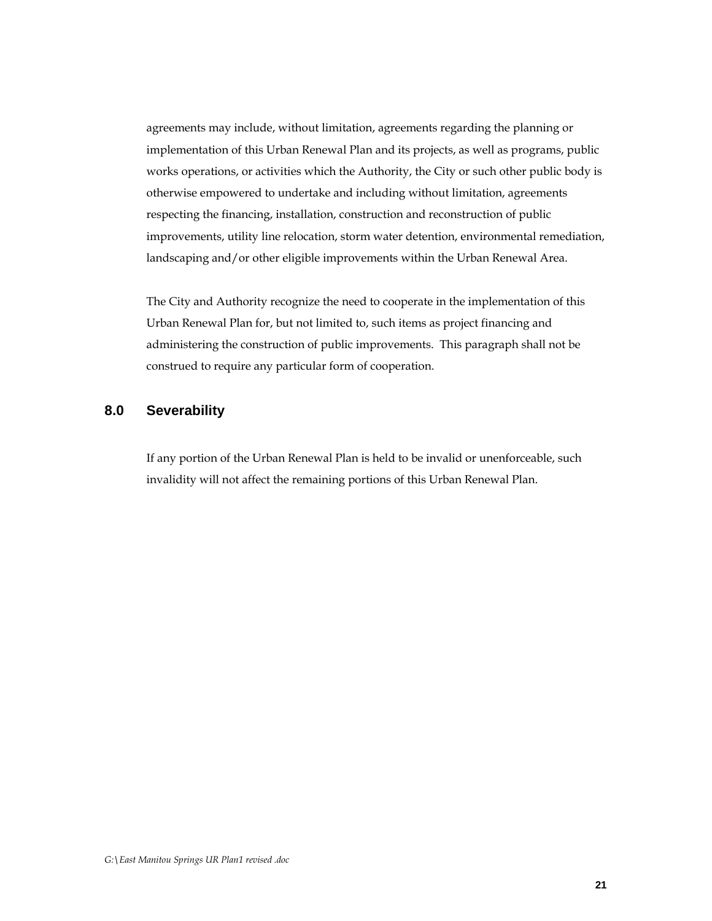agreements may include, without limitation, agreements regarding the planning or implementation of this Urban Renewal Plan and its projects, as well as programs, public works operations, or activities which the Authority, the City or such other public body is otherwise empowered to undertake and including without limitation, agreements respecting the financing, installation, construction and reconstruction of public improvements, utility line relocation, storm water detention, environmental remediation, landscaping and/or other eligible improvements within the Urban Renewal Area.

The City and Authority recognize the need to cooperate in the implementation of this Urban Renewal Plan for, but not limited to, such items as project financing and administering the construction of public improvements. This paragraph shall not be construed to require any particular form of cooperation.

## 8.0 Severability

If any portion of the Urban Renewal Plan is held to be invalid or unenforceable, such invalidity will not affect the remaining portions of this Urban Renewal Plan.